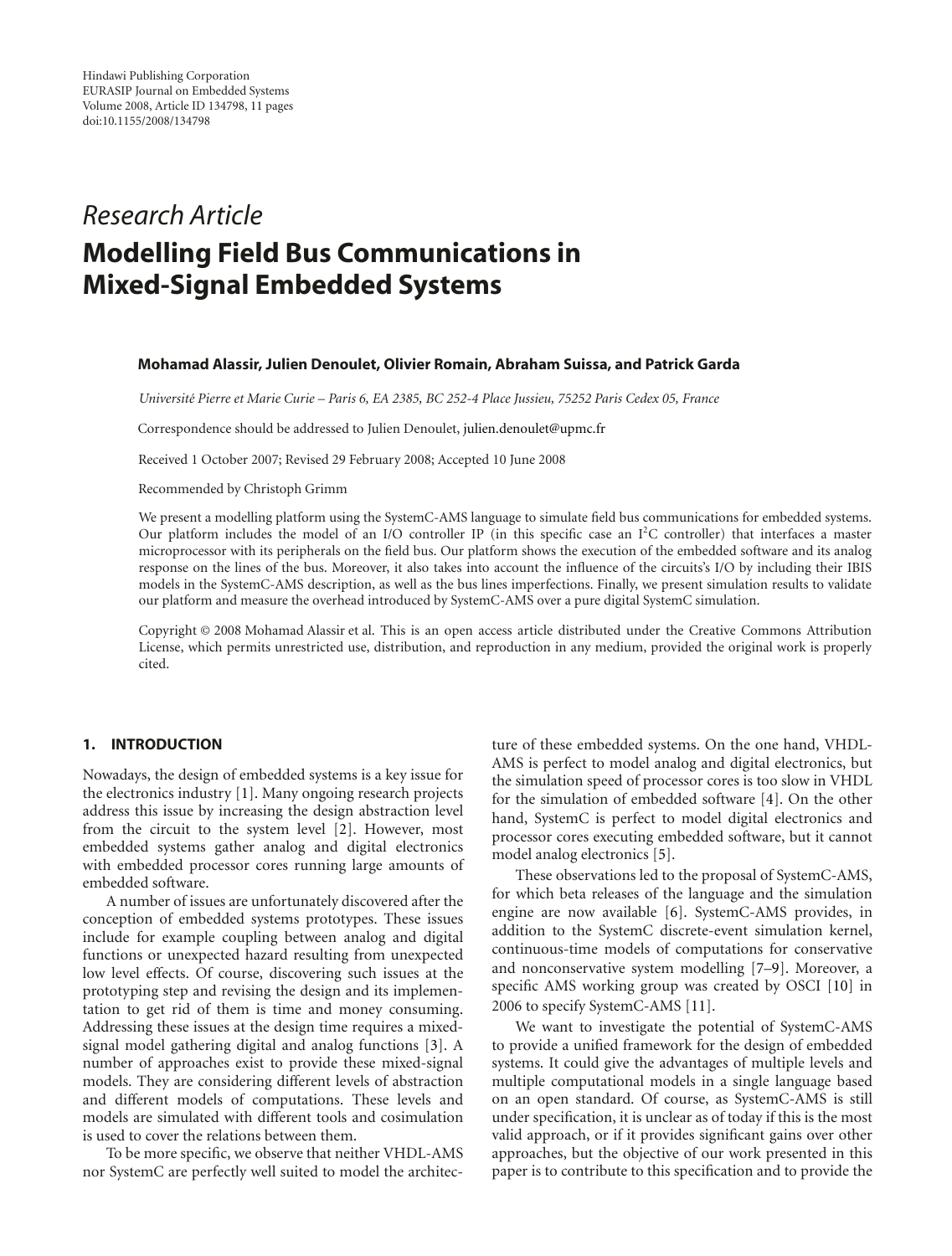Hindawi Publishing Corporation
EURASIP Journal on Embedded Systems
Volume 2008, Article ID 134798, 11 pages
doi:10.1155/2008/134798

*Research Article*

# Modelling Field Bus Communications in Mixed-Signal Embedded Systems

**Mohamad Alassir, Julien Denoulet, Olivier Romain, Abraham Suissa, and Patrick Garda**

*Université Pierre et Marie Curie – Paris 6, EA 2385, BC 252-4 Place Jussieu, 75252 Paris Cedex 05, France*

Correspondence should be addressed to Julien Denoulet, julien.denoulet@upmc.fr

Received 1 October 2007; Revised 29 February 2008; Accepted 10 June 2008

Recommended by Christoph Grimm

We present a modelling platform using the SystemC-AMS language to simulate field bus communications for embedded systems. Our platform includes the model of an I/O controller IP (in this specific case an $I^2C$ controller) that interfaces a master microprocessor with its peripherals on the field bus. Our platform shows the execution of the embedded software and its analog response on the lines of the bus. Moreover, it also takes into account the influence of the circuits's I/O by including their IBIS models in the SystemC-AMS description, as well as the bus lines imperfections. Finally, we present simulation results to validate our platform and measure the overhead introduced by SystemC-AMS over a pure digital SystemC simulation.

Copyright © 2008 Mohamad Alassir et al. This is an open access article distributed under the Creative Commons Attribution License, which permits unrestricted use, distribution, and reproduction in any medium, provided the original work is properly cited.

## 1. INTRODUCTION

Nowadays, the design of embedded systems is a key issue for the electronics industry [1]. Many ongoing research projects address this issue by increasing the design abstraction level from the circuit to the system level [2]. However, most embedded systems gather analog and digital electronics with embedded processor cores running large amounts of embedded software.

A number of issues are unfortunately discovered after the conception of embedded systems prototypes. These issues include for example coupling between analog and digital functions or unexpected hazard resulting from unexpected low level effects. Of course, discovering such issues at the prototyping step and revising the design and its implementation to get rid of them is time and money consuming. Addressing these issues at the design time requires a mixed-signal model gathering digital and analog functions [3]. A number of approaches exist to provide these mixed-signal models. They are considering different levels of abstraction and different models of computations. These levels and models are simulated with different tools and cosimulation is used to cover the relations between them.

To be more specific, we observe that neither VHDL-AMS nor SystemC are perfectly well suited to model the architecture of these embedded systems. On the one hand, VHDL-AMS is perfect to model analog and digital electronics, but the simulation speed of processor cores is too slow in VHDL for the simulation of embedded software [4]. On the other hand, SystemC is perfect to model digital electronics and processor cores executing embedded software, but it cannot model analog electronics [5].

These observations led to the proposal of SystemC-AMS, for which beta releases of the language and the simulation engine are now available [6]. SystemC-AMS provides, in addition to the SystemC discrete-event simulation kernel, continuous-time models of computations for conservative and nonconservative system modelling [7–9]. Moreover, a specific AMS working group was created by OSCI [10] in 2006 to specify SystemC-AMS [11].

We want to investigate the potential of SystemC-AMS to provide a unified framework for the design of embedded systems. It could give the advantages of multiple levels and multiple computational models in a single language based on an open standard. Of course, as SystemC-AMS is still under specification, it is unclear as of today if this is the most valid approach, or if it provides significant gains over other approaches, but the objective of our work presented in this paper is to contribute to this specification and to provide the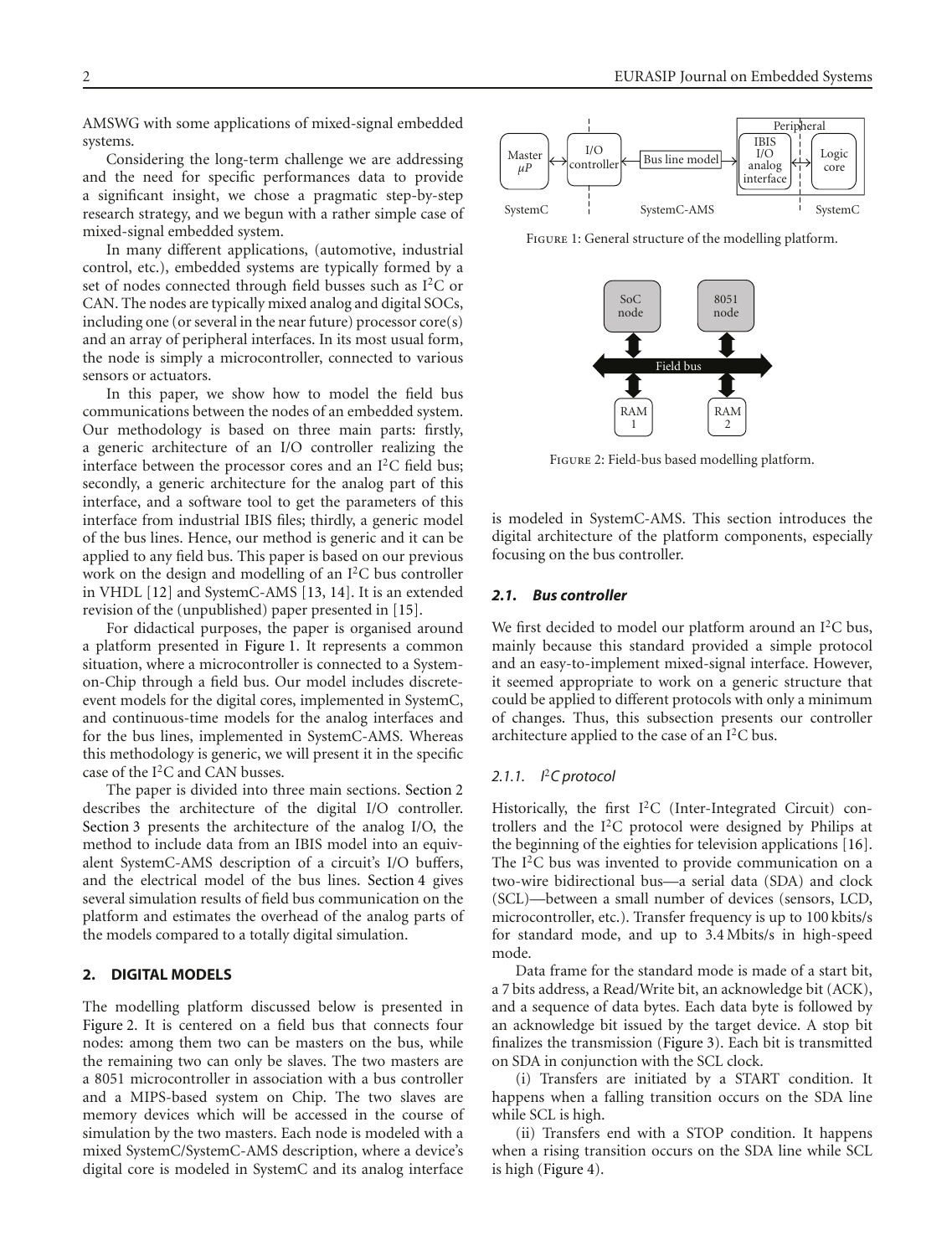AMSWG with some applications of mixed-signal embedded systems.

Considering the long-term challenge we are addressing and the need for specific performances data to provide a significant insight, we chose a pragmatic step-by-step research strategy, and we begun with a rather simple case of mixed-signal embedded system.

In many different applications, (automotive, industrial control, etc.), embedded systems are typically formed by a set of nodes connected through field busses such as I$^2$C or CAN. The nodes are typically mixed analog and digital SOCs, including one (or several in the near future) processor core(s) and an array of peripheral interfaces. In its most usual form, the node is simply a microcontroller, connected to various sensors or actuators.

In this paper, we show how to model the field bus communications between the nodes of an embedded system. Our methodology is based on three main parts: firstly, a generic architecture of an I/O controller realizing the interface between the processor cores and an I$^2$C field bus; secondly, a generic architecture for the analog part of this interface, and a software tool to get the parameters of this interface from industrial IBIS files; thirdly, a generic model of the bus lines. Hence, our method is generic and it can be applied to any field bus. This paper is based on our previous work on the design and modelling of an I$^2$C bus controller in VHDL [12] and SystemC-AMS [13, 14]. It is an extended revision of the (unpublished) paper presented in [15].

For didactical purposes, the paper is organised around a platform presented in Figure 1. It represents a common situation, where a microcontroller is connected to a System-on-Chip through a field bus. Our model includes discrete-event models for the digital cores, implemented in SystemC, and continuous-time models for the analog interfaces and for the bus lines, implemented in SystemC-AMS. Whereas this methodology is generic, we will present it in the specific case of the I$^2$C and CAN busses.

The paper is divided into three main sections. Section 2 describes the architecture of the digital I/O controller. Section 3 presents the architecture of the analog I/O, the method to include data from an IBIS model into an equivalent SystemC-AMS description of a circuit's I/O buffers, and the electrical model of the bus lines. Section 4 gives several simulation results of field bus communication on the platform and estimates the overhead of the analog parts of the models compared to a totally digital simulation.

Master $\mu P$ — I/O controller — Bus line model — Peripheral: IBIS I/O analog interface — Logic core

SystemC | SystemC-AMS | SystemC

Figure 1: General structure of the modelling platform.

SoC node — 8051 node — Field bus — RAM 1 — RAM 2

Figure 2: Field-bus based modelling platform.

## 2. DIGITAL MODELS

The modelling platform discussed below is presented in Figure 2. It is centered on a field bus that connects four nodes: among them two can be masters on the bus, while the remaining two can only be slaves. The two masters are a 8051 microcontroller in association with a bus controller and a MIPS-based system on Chip. The two slaves are memory devices which will be accessed in the course of simulation by the two masters. Each node is modeled with a mixed SystemC/SystemC-AMS description, where a device's digital core is modeled in SystemC and its analog interface is modeled in SystemC-AMS. This section introduces the digital architecture of the platform components, especially focusing on the bus controller.

### *2.1. Bus controller*

We first decided to model our platform around an I$^2$C bus, mainly because this standard provided a simple protocol and an easy-to-implement mixed-signal interface. However, it seemed appropriate to work on a generic structure that could be applied to different protocols with only a minimum of changes. Thus, this subsection presents our controller architecture applied to the case of an I$^2$C bus.

#### *2.1.1. I$^2$C protocol*

Historically, the first I$^2$C (Inter-Integrated Circuit) controllers and the I$^2$C protocol were designed by Philips at the beginning of the eighties for television applications [16]. The I$^2$C bus was invented to provide communication on a two-wire bidirectional bus—a serial data (SDA) and clock (SCL)—between a small number of devices (sensors, LCD, microcontroller, etc.). Transfer frequency is up to 100 kbits/s for standard mode, and up to 3.4 Mbits/s in high-speed mode.

Data frame for the standard mode is made of a start bit, a 7 bits address, a Read/Write bit, an acknowledge bit (ACK), and a sequence of data bytes. Each data byte is followed by an acknowledge bit issued by the target device. A stop bit finalizes the transmission (Figure 3). Each bit is transmitted on SDA in conjunction with the SCL clock.

(i) Transfers are initiated by a START condition. It happens when a falling transition occurs on the SDA line while SCL is high.

(ii) Transfers end with a STOP condition. It happens when a rising transition occurs on the SDA line while SCL is high (Figure 4).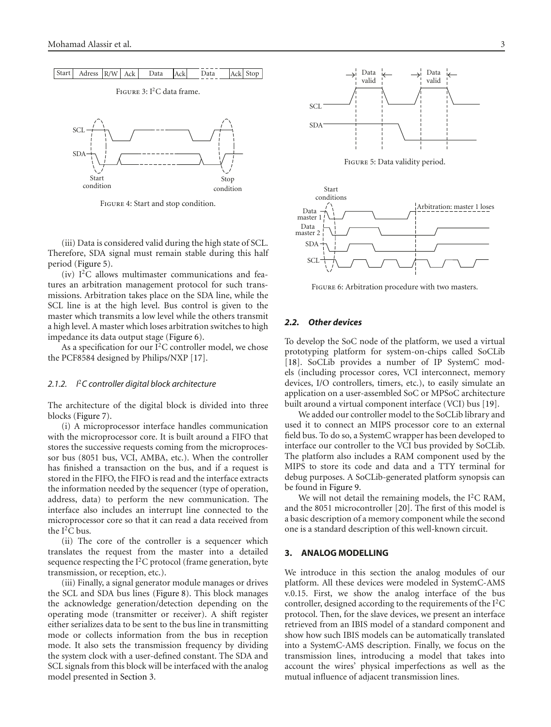| Start | Adress | R/W | Ack | Data | Ack | Data | Ack | Stop |
|---|---|---|---|---|---|---|---|---|

Figure 3: I$^2$C data frame.

Figure 4: Start and stop condition.

(iii) Data is considered valid during the high state of SCL. Therefore, SDA signal must remain stable during this half period (Figure 5).

(iv) I$^2$C allows multimaster communications and features an arbitration management protocol for such transmissions. Arbitration takes place on the SDA line, while the SCL line is at the high level. Bus control is given to the master which transmits a low level while the others transmit a high level. A master which loses arbitration switches to high impedance its data output stage (Figure 6).

As a specification for our I$^2$C controller model, we chose the PCF8584 designed by Philips/NXP [17].

### 2.1.2. I$^2$C controller digital block architecture

The architecture of the digital block is divided into three blocks (Figure 7).

(i) A microprocessor interface handles communication with the microprocessor core. It is built around a FIFO that stores the successive requests coming from the microprocessor bus (8051 bus, VCI, AMBA, etc.). When the controller has finished a transaction on the bus, and if a request is stored in the FIFO, the FIFO is read and the interface extracts the information needed by the sequencer (type of operation, address, data) to perform the new communication. The interface also includes an interrupt line connected to the microprocessor core so that it can read a data received from the I$^2$C bus.

(ii) The core of the controller is a sequencer which translates the request from the master into a detailed sequence respecting the I$^2$C protocol (frame generation, byte transmission, or reception, etc.).

(iii) Finally, a signal generator module manages or drives the SCL and SDA bus lines (Figure 8). This block manages the acknowledge generation/detection depending on the operating mode (transmitter or receiver). A shift register either serializes data to be sent to the bus line in transmitting mode or collects information from the bus in reception mode. It also sets the transmission frequency by dividing the system clock with a user-defined constant. The SDA and SCL signals from this block will be interfaced with the analog model presented in Section 3.

Figure 5: Data validity period.

Figure 6: Arbitration procedure with two masters.

### 2.2. Other devices

To develop the SoC node of the platform, we used a virtual prototyping platform for system-on-chips called SoCLib [18]. SoCLib provides a number of IP SystemC models (including processor cores, VCI interconnect, memory devices, I/O controllers, timers, etc.), to easily simulate an application on a user-assembled SoC or MPSoC architecture built around a virtual component interface (VCI) bus [19].

We added our controller model to the SoCLib library and used it to connect an MIPS processor core to an external field bus. To do so, a SystemC wrapper has been developed to interface our controller to the VCI bus provided by SoCLib. The platform also includes a RAM component used by the MIPS to store its code and data and a TTY terminal for debug purposes. A SoCLib-generated platform synopsis can be found in Figure 9.

We will not detail the remaining models, the I$^2$C RAM, and the 8051 microcontroller [20]. The first of this model is a basic description of a memory component while the second one is a standard description of this well-known circuit.

## 3. ANALOG MODELLING

We introduce in this section the analog modules of our platform. All these devices were modeled in SystemC-AMS v.0.15. First, we show the analog interface of the bus controller, designed according to the requirements of the I$^2$C protocol. Then, for the slave devices, we present an interface retrieved from an IBIS model of a standard component and show how such IBIS models can be automatically translated into a SystemC-AMS description. Finally, we focus on the transmission lines, introducing a model that takes into account the wires' physical imperfections as well as the mutual influence of adjacent transmission lines.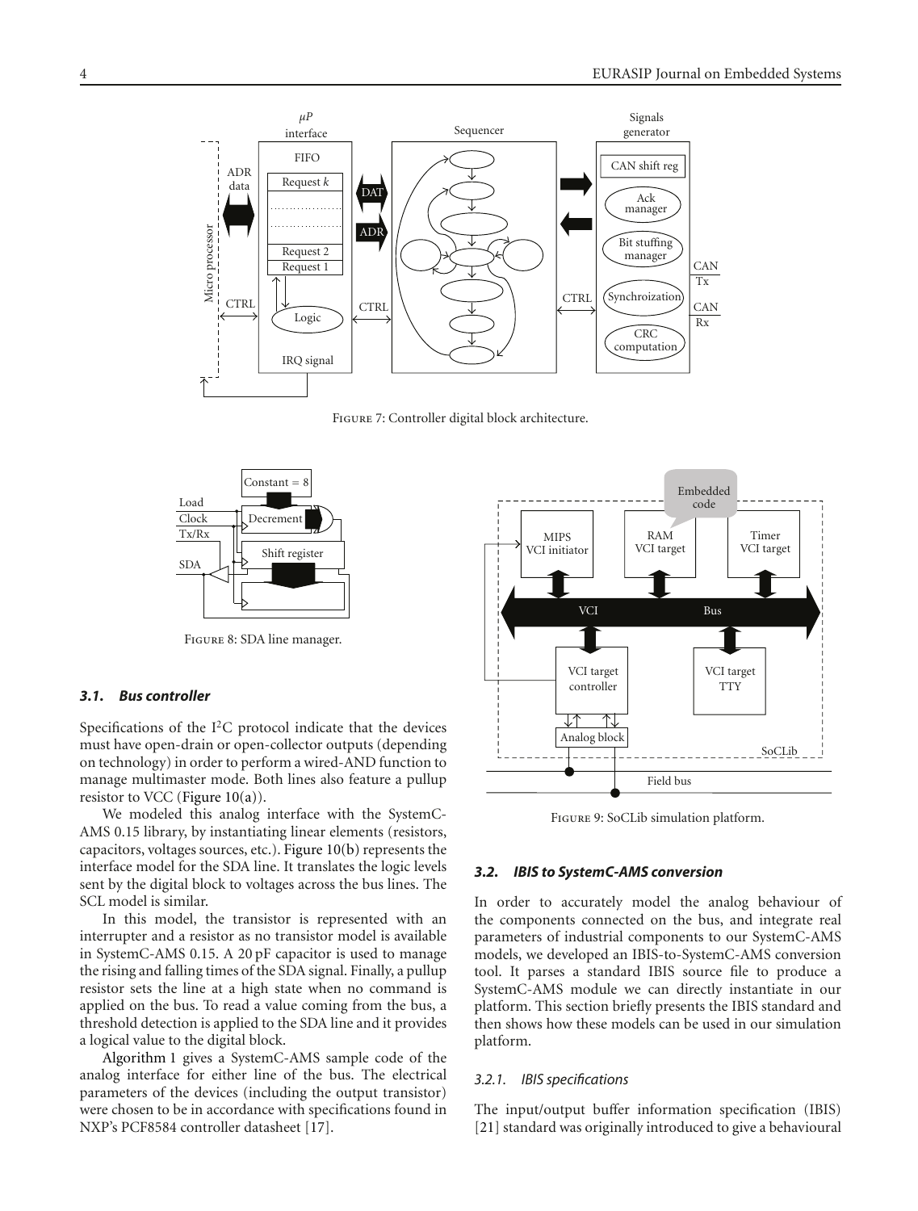Figure 7: Controller digital block architecture.

Figure 8: SDA line manager.

Figure 9: SoCLib simulation platform.

### 3.1. Bus controller

Specifications of the I$^2$C protocol indicate that the devices must have open-drain or open-collector outputs (depending on technology) in order to perform a wired-AND function to manage multimaster mode. Both lines also feature a pullup resistor to VCC (Figure 10(a)).

We modeled this analog interface with the SystemC-AMS 0.15 library, by instantiating linear elements (resistors, capacitors, voltages sources, etc.). Figure 10(b) represents the interface model for the SDA line. It translates the logic levels sent by the digital block to voltages across the bus lines. The SCL model is similar.

In this model, the transistor is represented with an interrupter and a resistor as no transistor model is available in SystemC-AMS 0.15. A 20 pF capacitor is used to manage the rising and falling times of the SDA signal. Finally, a pullup resistor sets the line at a high state when no command is applied on the bus. To read a value coming from the bus, a threshold detection is applied to the SDA line and it provides a logical value to the digital block.

Algorithm 1 gives a SystemC-AMS sample code of the analog interface for either line of the bus. The electrical parameters of the devices (including the output transistor) were chosen to be in accordance with specifications found in NXP's PCF8584 controller datasheet [17].

### 3.2. IBIS to SystemC-AMS conversion

In order to accurately model the analog behaviour of the components connected on the bus, and integrate real parameters of industrial components to our SystemC-AMS models, we developed an IBIS-to-SystemC-AMS conversion tool. It parses a standard IBIS source file to produce a SystemC-AMS module we can directly instantiate in our platform. This section briefly presents the IBIS standard and then shows how these models can be used in our simulation platform.

#### 3.2.1. IBIS specifications

The input/output buffer information specification (IBIS) [21] standard was originally introduced to give a behavioural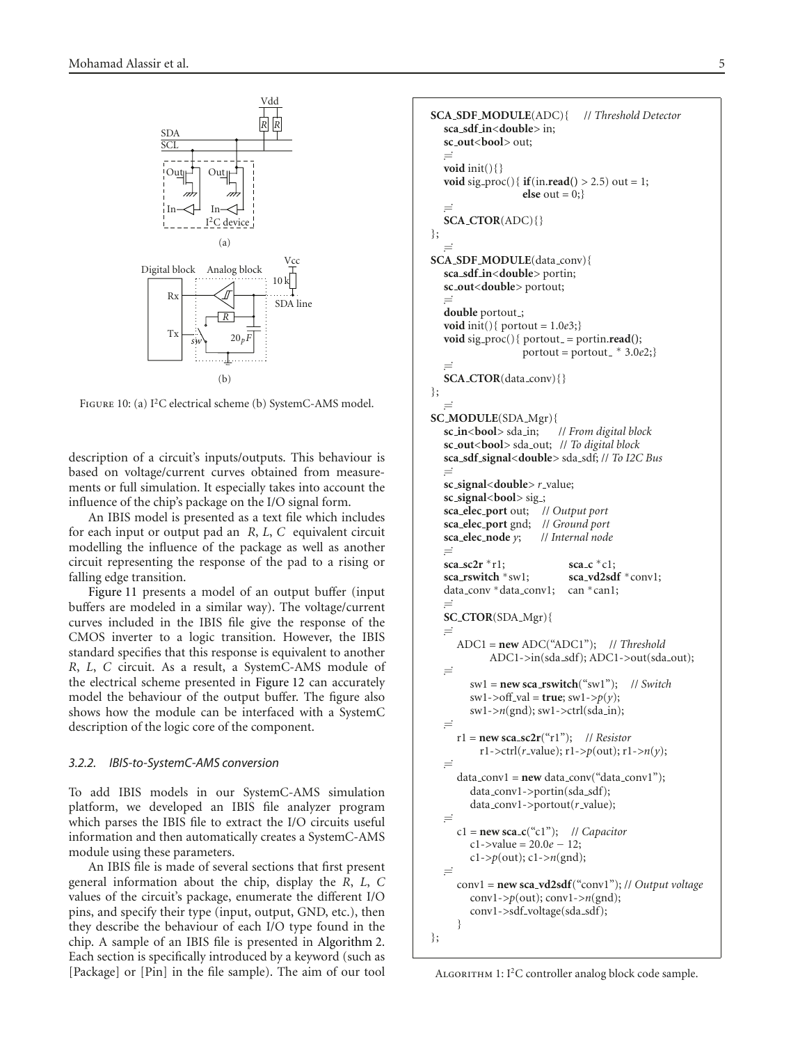Figure 10: (a) I²C electrical scheme (b) SystemC-AMS model.

description of a circuit's inputs/outputs. This behaviour is based on voltage/current curves obtained from measurements or full simulation. It especially takes into account the influence of the chip's package on the I/O signal form.

An IBIS model is presented as a text file which includes for each input or output pad an $R$, $L$, $C$ equivalent circuit modelling the influence of the package as well as another circuit representing the response of the pad to a rising or falling edge transition.

Figure 11 presents a model of an output buffer (input buffers are modeled in a similar way). The voltage/current curves included in the IBIS file give the response of the CMOS inverter to a logic transition. However, the IBIS standard specifies that this response is equivalent to another $R$, $L$, $C$ circuit. As a result, a SystemC-AMS module of the electrical scheme presented in Figure 12 can accurately model the behaviour of the output buffer. The figure also shows how the module can be interfaced with a SystemC description of the logic core of the component.

#### *3.2.2. IBIS-to-SystemC-AMS conversion*

To add IBIS models in our SystemC-AMS simulation platform, we developed an IBIS file analyzer program which parses the IBIS file to extract the I/O circuits useful information and then automatically creates a SystemC-AMS module using these parameters.

An IBIS file is made of several sections that first present general information about the chip, display the $R$, $L$, $C$ values of the circuit's package, enumerate the different I/O pins, and specify their type (input, output, GND, etc.), then they describe the behaviour of each I/O type found in the chip. A sample of an IBIS file is presented in Algorithm 2. Each section is specifically introduced by a keyword (such as [Package] or [Pin] in the file sample). The aim of our tool

```
SCA_SDF_MODULE(ADC){    // Threshold Detector
    sca_sdf_in<double> in;
    sc_out<bool> out;
    ⋮
    void init(){}
    void sig_proc(){ if(in.read() > 2.5) out = 1;
                     else out = 0;}
    ⋮
    SCA_CTOR(ADC){}
};
    ⋮
SCA_SDF_MODULE(data_conv){
    sca_sdf_in<double> portin;
    sc_out<double> portout;
    ⋮
    double portout_;
    void init(){ portout = 1.0e3;}
    void sig_proc(){ portout_ = portin.read();
                     portout = portout_ * 3.0e2;}
    ⋮
    SCA_CTOR(data_conv){}
};
    ⋮
SC_MODULE(SDA_Mgr){
    sc_in<bool> sda_in;     // From digital block
    sc_out<bool> sda_out;   // To digital block
    sca_sdf_signal<double> sda_sdf; // To I2C Bus
    ⋮
    sc_signal<double> r_value;
    sc_signal<bool> sig_;
    sca_elec_port out;    // Output port
    sca_elec_port gnd;    // Ground port
    sca_elec_node y;      // Internal node
    ⋮
    sca_sc2r *r1;                 sca_c *c1;
    sca_rswitch *sw1;             sca_vd2sdf *conv1;
    data_conv *data_conv1;        can *can1;
    ⋮
    SC_CTOR(SDA_Mgr){
    ⋮
       ADC1 = new ADC("ADC1");    // Threshold
            ADC1->in(sda_sdf); ADC1->out(sda_out);
    ⋮
          sw1 = new sca_rswitch("sw1");    // Switch
          sw1->off_val = true; sw1->p(y);
          sw1->n(gnd); sw1->ctrl(sda_in);
    ⋮
       r1 = new sca_sc2r("r1");    // Resistor
            r1->ctrl(r_value); r1->p(out); r1->n(y);
    ⋮
       data_conv1 = new data_conv("data_conv1");
          data_conv1->portin(sda_sdf);
          data_conv1->portout(r_value);
    ⋮
       c1 = new sca_c("c1");    // Capacitor
          c1->value = 20.0e − 12;
          c1->p(out); c1->n(gnd);
    ⋮
       conv1 = new sca_vd2sdf("conv1"); // Output voltage
          conv1->p(out); conv1->n(gnd);
          conv1->sdf_voltage(sda_sdf);
       }
};
```

Algorithm 1: I²C controller analog block code sample.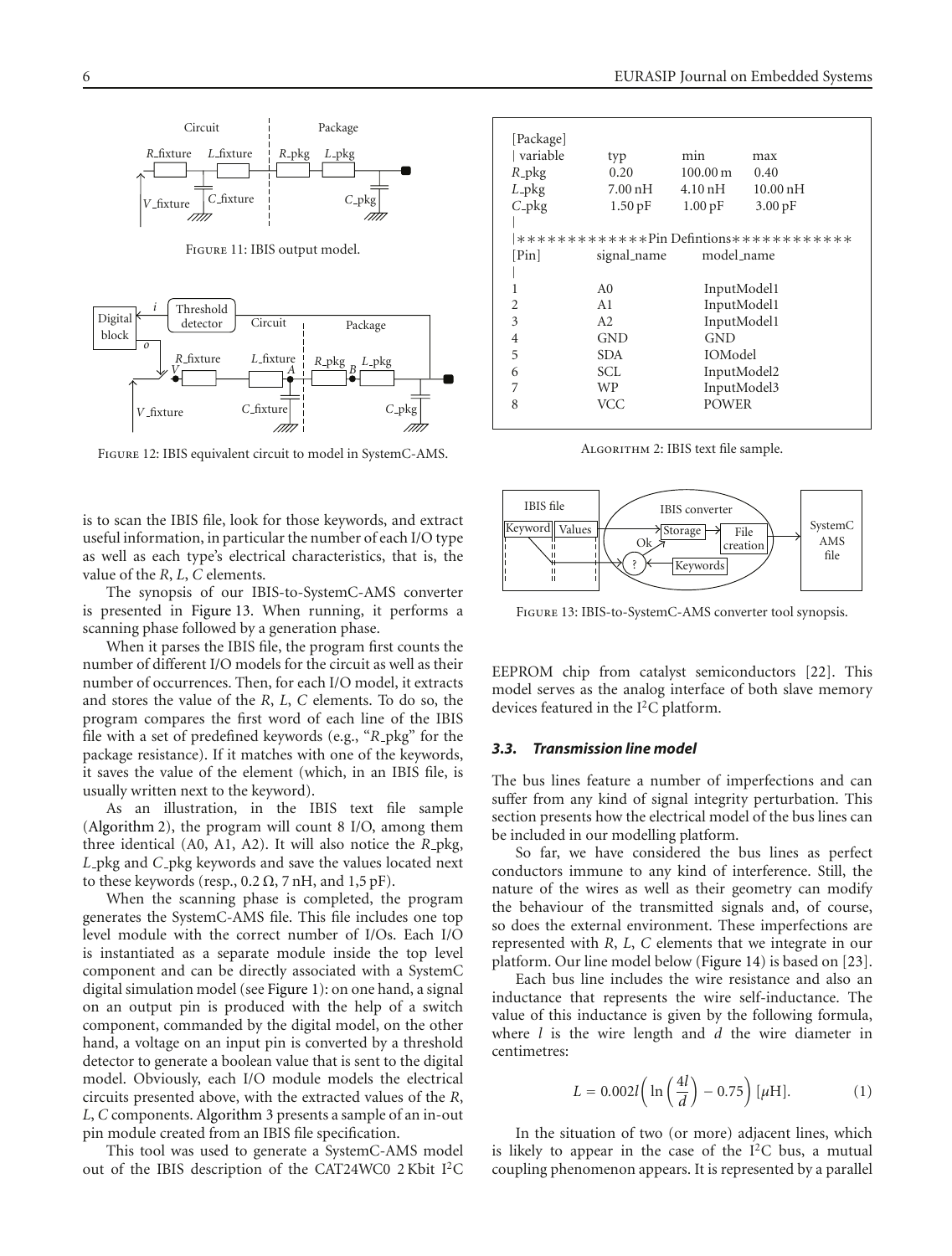Figure 11: IBIS output model.

Figure 12: IBIS equivalent circuit to model in SystemC-AMS.

is to scan the IBIS file, look for those keywords, and extract useful information, in particular the number of each I/O type as well as each type's electrical characteristics, that is, the value of the $R$, $L$, $C$ elements.

The synopsis of our IBIS-to-SystemC-AMS converter is presented in Figure 13. When running, it performs a scanning phase followed by a generation phase.

When it parses the IBIS file, the program first counts the number of different I/O models for the circuit as well as their number of occurrences. Then, for each I/O model, it extracts and stores the value of the $R$, $L$, $C$ elements. To do so, the program compares the first word of each line of the IBIS file with a set of predefined keywords (e.g., "R_pkg" for the package resistance). If it matches with one of the keywords, it saves the value of the element (which, in an IBIS file, is usually written next to the keyword).

As an illustration, in the IBIS text file sample (Algorithm 2), the program will count 8 I/O, among them three identical (A0, A1, A2). It will also notice the R_pkg, L_pkg and C_pkg keywords and save the values located next to these keywords (resp., 0.2 Ω, 7 nH, and 1,5 pF).

When the scanning phase is completed, the program generates the SystemC-AMS file. This file includes one top level module with the correct number of I/Os. Each I/O is instantiated as a separate module inside the top level component and can be directly associated with a SystemC digital simulation model (see Figure 1): on one hand, a signal on an output pin is produced with the help of a switch component, commanded by the digital model, on the other hand, a voltage on an input pin is converted by a threshold detector to generate a boolean value that is sent to the digital model. Obviously, each I/O module models the electrical circuits presented above, with the extracted values of the $R$, $L$, $C$ components. Algorithm 3 presents a sample of an in-out pin module created from an IBIS file specification.

This tool was used to generate a SystemC-AMS model out of the IBIS description of the CAT24WC0 2 Kbit I²C EEPROM chip from catalyst semiconductors [22]. This model serves as the analog interface of both slave memory devices featured in the I²C platform.

```
[Package]
| variable      typ         min         max
R_pkg           0.20        100.00 m    0.40
L_pkg           7.00 nH     4.10 nH     10.00 nH
C_pkg           1.50 pF     1.00 pF     3.00 pF
|
|*************Pin Defintions************
[Pin]           signal_name      model_name
|
1               A0               InputModel1
2               A1               InputModel1
3               A2               InputModel1
4               GND              GND
5               SDA              IOModel
6               SCL              InputModel2
7               WP               InputModel3
8               VCC              POWER
```

Algorithm 2: IBIS text file sample.

Figure 13: IBIS-to-SystemC-AMS converter tool synopsis.

### 3.3. Transmission line model

The bus lines feature a number of imperfections and can suffer from any kind of signal integrity perturbation. This section presents how the electrical model of the bus lines can be included in our modelling platform.

So far, we have considered the bus lines as perfect conductors immune to any kind of interference. Still, the nature of the wires as well as their geometry can modify the behaviour of the transmitted signals and, of course, so does the external environment. These imperfections are represented with $R$, $L$, $C$ elements that we integrate in our platform. Our line model below (Figure 14) is based on [23].

Each bus line includes the wire resistance and also an inductance that represents the wire self-inductance. The value of this inductance is given by the following formula, where $l$ is the wire length and $d$ the wire diameter in centimetres:

$$L = 0.002l\left(\ln\left(\frac{4l}{d}\right) - 0.75\right)\ [\mu\text{H}]. \quad (1)$$

In the situation of two (or more) adjacent lines, which is likely to appear in the case of the I²C bus, a mutual coupling phenomenon appears. It is represented by a parallel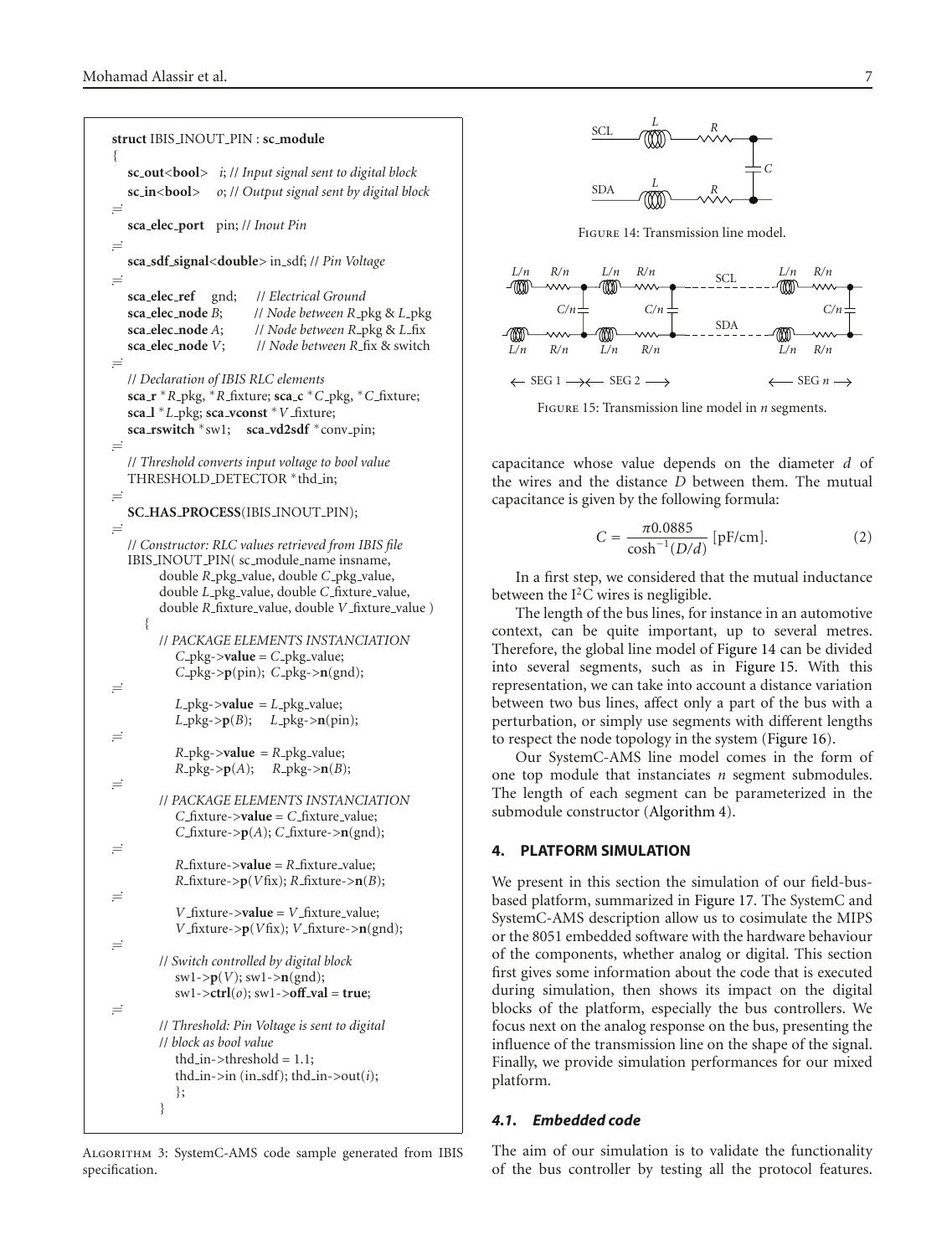```
struct IBIS_INOUT_PIN : sc_module
{
  sc_out<bool>  i; // Input signal sent to digital block
  sc_in<bool>   o; // Output signal sent by digital block
  ...
  sca_elec_port   pin; // Inout Pin
  ...
  sca_sdf_signal<double> in_sdf; // Pin Voltage
  ...
  sca_elec_ref    gnd;    // Electrical Ground
  sca_elec_node B;        // Node between R_pkg & L_pkg
  sca_elec_node A;        // Node between R_pkg & L_fix
  sca_elec_node V;        // Node between R_fix & switch
  ...
  // Declaration of IBIS RLC elements
  sca_r *R_pkg, *R_fixture; sca_c *C_pkg, *C_fixture;
  sca_l *L_pkg; sca_vconst *V_fixture;
  sca_rswitch *sw1;   sca_vd2sdf *conv_pin;
  ...
  // Threshold converts input voltage to bool value
  THRESHOLD_DETECTOR *thd_in;
  ...
  SC_HAS_PROCESS(IBIS_INOUT_PIN);
  ...
  // Constructor: RLC values retrieved from IBIS file
  IBIS_INOUT_PIN( sc_module_name insname,
        double R_pkg_value, double C_pkg_value,
        double L_pkg_value, double C_fixture_value,
        double R_fixture_value, double V_fixture_value )
     {
        // PACKAGE ELEMENTS INSTANCIATION
           C_pkg->value = C_pkg_value;
           C_pkg->p(pin); C_pkg->n(gnd);
  ...
           L_pkg->value  = L_pkg_value;
           L_pkg->p(B);    L_pkg->n(pin);
  ...
           R_pkg->value  = R_pkg_value;
           R_pkg->p(A);    R_pkg->n(B);
  ...
        // PACKAGE ELEMENTS INSTANCIATION
           C_fixture->value = C_fixture_value;
           C_fixture->p(A); C_fixture->n(gnd);
  ...
           R_fixture->value = R_fixture_value;
           R_fixture->p(Vfix); R_fixture->n(B);
  ...
           V_fixture->value = V_fixture_value;
           V_fixture->p(Vfix); V_fixture->n(gnd);
  ...
        // Switch controlled by digital block
           sw1->p(V); sw1->n(gnd);
           sw1->ctrl(o); sw1->off_val = true;
  ...
        // Threshold: Pin Voltage is sent to digital
        // block as bool value
           thd_in->threshold = 1.1;
           thd_in->in (in_sdf); thd_in->out(i);
           };
     }
```

Algorithm 3: SystemC-AMS code sample generated from IBIS specification.

Figure 14: Transmission line model.

Figure 15: Transmission line model in $n$ segments.

capacitance whose value depends on the diameter $d$ of the wires and the distance $D$ between them. The mutual capacitance is given by the following formula:

$$C = \frac{\pi 0.0885}{\cosh^{-1}(D/d)} \text{ [pF/cm]}. \quad (2)$$

In a first step, we considered that the mutual inductance between the $I^2C$ wires is negligible.

The length of the bus lines, for instance in an automotive context, can be quite important, up to several metres. Therefore, the global line model of Figure 14 can be divided into several segments, such as in Figure 15. With this representation, we can take into account a distance variation between two bus lines, affect only a part of the bus with a perturbation, or simply use segments with different lengths to respect the node topology in the system (Figure 16).

Our SystemC-AMS line model comes in the form of one top module that instanciates $n$ segment submodules. The length of each segment can be parameterized in the submodule constructor (Algorithm 4).

## 4. PLATFORM SIMULATION

We present in this section the simulation of our field-bus-based platform, summarized in Figure 17. The SystemC and SystemC-AMS description allow us to cosimulate the MIPS or the 8051 embedded software with the hardware behaviour of the components, whether analog or digital. This section first gives some information about the code that is executed during simulation, then shows its impact on the digital blocks of the platform, especially the bus controllers. We focus next on the analog response on the bus, presenting the influence of the transmission line on the shape of the signal. Finally, we provide simulation performances for our mixed platform.

### 4.1. Embedded code

The aim of our simulation is to validate the functionality of the bus controller by testing all the protocol features.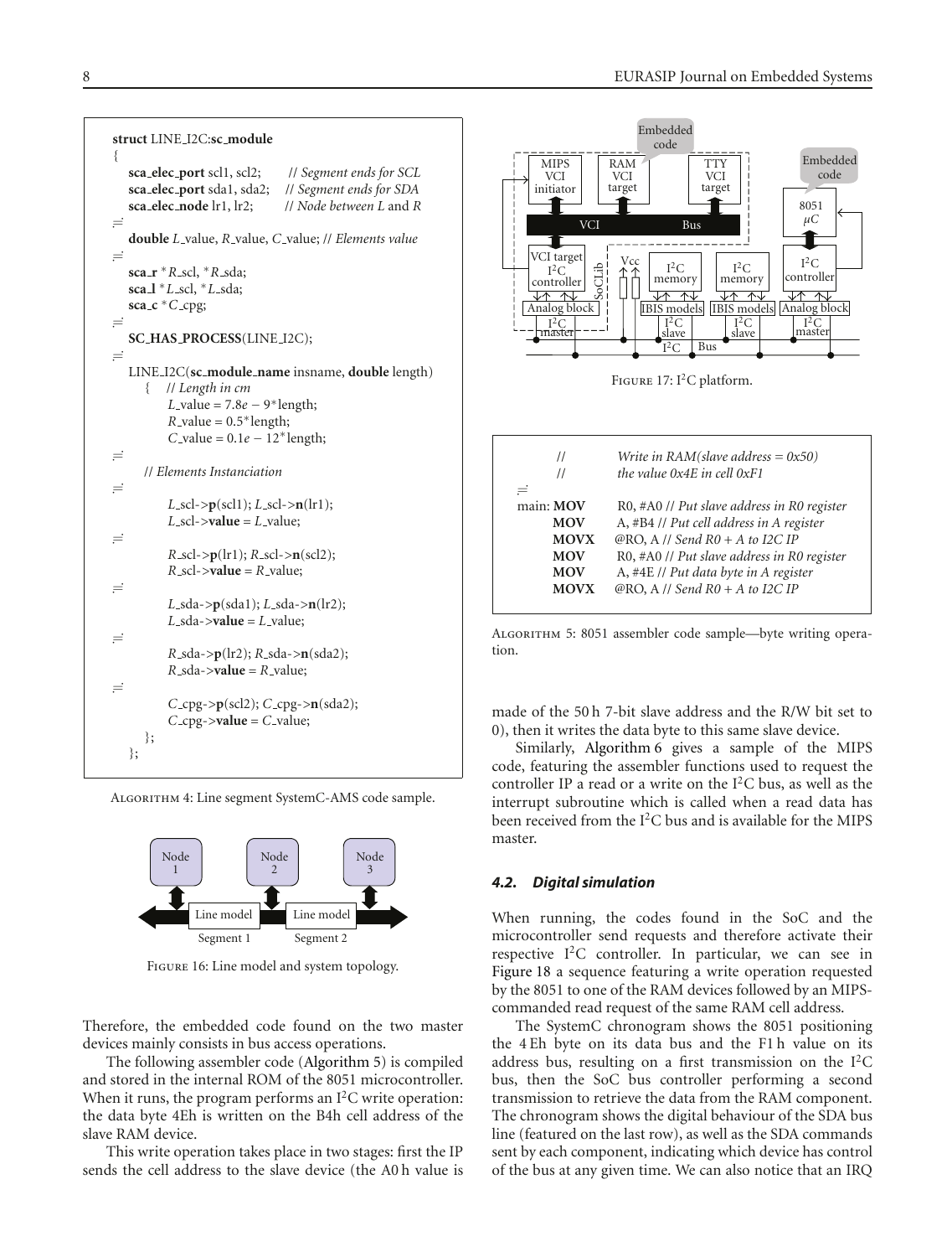```
struct LINE_I2C:sc_module
{
   sca_elec_port scl1, scl2;      // Segment ends for SCL
   sca_elec_port sda1, sda2;      // Segment ends for SDA
   sca_elec_node lr1, lr2;        // Node between L and R
   ...
   double L_value, R_value, C_value; // Elements value
   ...
   sca_r *R_scl, *R_sda;
   sca_l *L_scl, *L_sda;
   sca_c *C_cpg;
   ...
   SC_HAS_PROCESS(LINE_I2C);
   ...
   LINE_I2C(sc_module_name insname, double length)
      {   // Length in cm
          L_value = 7.8e - 9*length;
          R_value = 0.5*length;
          C_value = 0.1e - 12*length;
   ...
      // Elements Instanciation
   ...
          L_scl->p(scl1); L_scl->n(lr1);
          L_scl->value = L_value;
   ...
          R_scl->p(lr1); R_scl->n(scl2);
          R_scl->value = R_value;
   ...
          L_sda->p(sda1); L_sda->n(lr2);
          L_sda->value = L_value;
   ...
          R_sda->p(lr2); R_sda->n(sda2);
          R_sda->value = R_value;
   ...
          C_cpg->p(scl2); C_cpg->n(sda2);
          C_cpg->value = C_value;
      };
   };
```

Algorithm 4: Line segment SystemC-AMS code sample.

Figure 16: Line model and system topology.

Therefore, the embedded code found on the two master devices mainly consists in bus access operations.

The following assembler code (Algorithm 5) is compiled and stored in the internal ROM of the 8051 microcontroller. When it runs, the program performs an I$^2$C write operation: the data byte 4Eh is written on the B4h cell address of the slave RAM device.

This write operation takes place in two stages: first the IP sends the cell address to the slave device (the A0 h value is made of the 50 h 7-bit slave address and the R/W bit set to 0), then it writes the data byte to this same slave device.

Similarly, Algorithm 6 gives a sample of the MIPS code, featuring the assembler functions used to request the controller IP a read or a write on the I$^2$C bus, as well as the interrupt subroutine which is called when a read data has been received from the I$^2$C bus and is available for the MIPS master.

Figure 17: I$^2$C platform.

```
      //      Write in RAM(slave address = 0x50)
      //      the value 0x4E in cell 0xF1
...
main: MOV     R0, #A0 // Put slave address in R0 register
      MOV     A, #B4 // Put cell address in A register
      MOVX    @RO, A // Send R0 + A to I2C IP
      MOV     R0, #A0 // Put slave address in R0 register
      MOV     A, #4E // Put data byte in A register
      MOVX    @RO, A // Send R0 + A to I2C IP
```

Algorithm 5: 8051 assembler code sample—byte writing operation.

#### 4.2. Digital simulation

When running, the codes found in the SoC and the microcontroller send requests and therefore activate their respective I$^2$C controller. In particular, we can see in Figure 18 a sequence featuring a write operation requested by the 8051 to one of the RAM devices followed by an MIPS-commanded read request of the same RAM cell address.

The SystemC chronogram shows the 8051 positioning the 4 Eh byte on its data bus and the F1 h value on its address bus, resulting on a first transmission on the I$^2$C bus, then the SoC bus controller performing a second transmission to retrieve the data from the RAM component. The chronogram shows the digital behaviour of the SDA bus line (featured on the last row), as well as the SDA commands sent by each component, indicating which device has control of the bus at any given time. We can also notice that an IRQ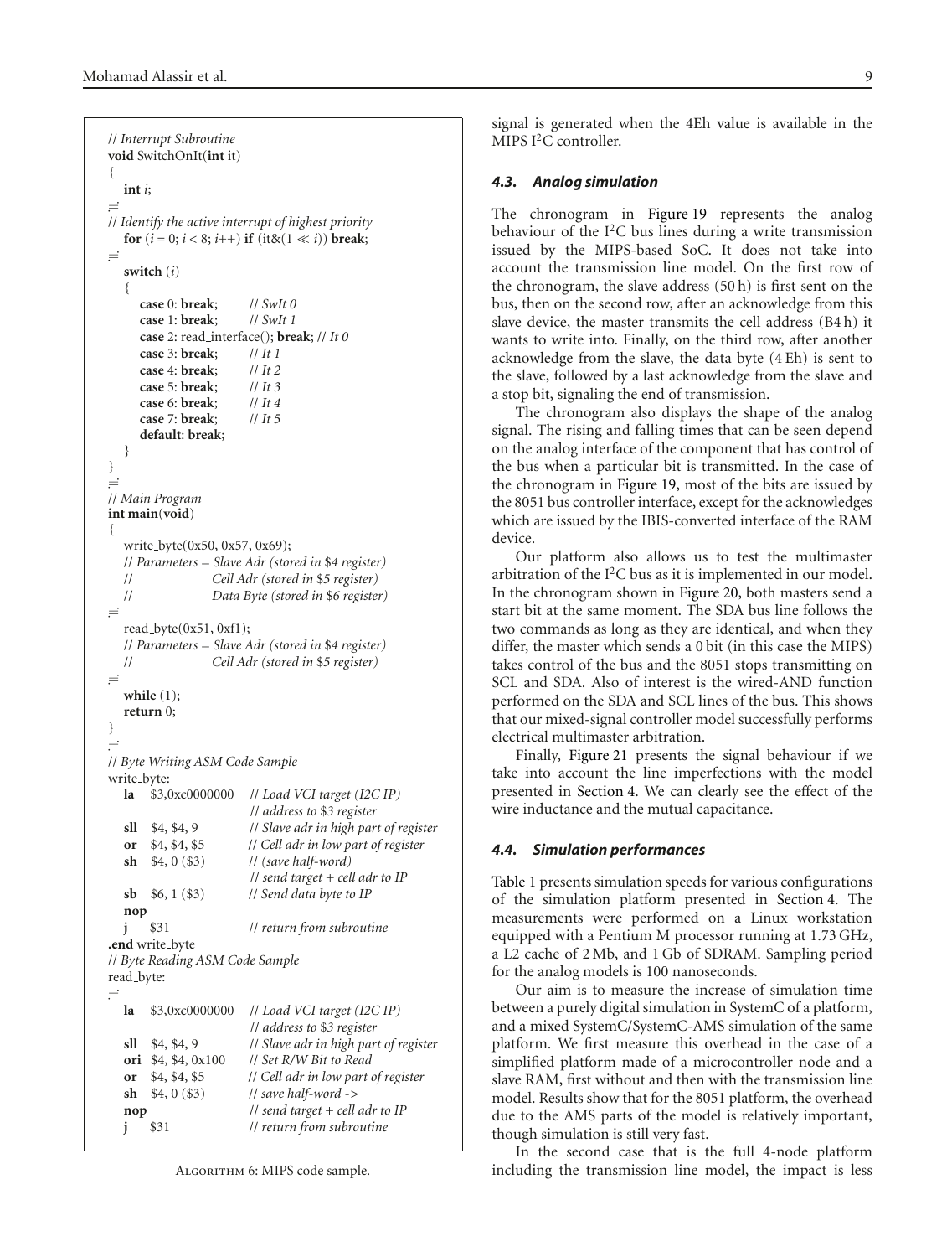```
// Interrupt Subroutine
void SwitchOnIt(int it)
{
   int i;
⋮
// Identify the active interrupt of highest priority
   for (i = 0; i < 8; i++) if (it&(1 << i)) break;
⋮
   switch (i)
   {
      case 0: break;        // SwIt 0
      case 1: break;        // SwIt 1
      case 2: read_interface(); break; // It 0
      case 3: break;        // It 1
      case 4: break;        // It 2
      case 5: break;        // It 3
      case 6: break;        // It 4
      case 7: break;        // It 5
      default: break;
   }
}
⋮
// Main Program
int main(void)
{
   write_byte(0x50, 0x57, 0x69);
   // Parameters = Slave Adr (stored in $4 register)
   //              Cell Adr (stored in $5 register)
   //              Data Byte (stored in $6 register)
⋮
   read_byte(0x51, 0xf1);
   // Parameters = Slave Adr (stored in $4 register)
   //              Cell Adr (stored in $5 register)
⋮
   while (1);
   return 0;
}
⋮
// Byte Writing ASM Code Sample
write_byte:
   la   $3,0xc0000000   // Load VCI target (I2C IP)
                        // address to $3 register
   sll  $4, $4, 9       // Slave adr in high part of register
   or   $4, $4, $5      // Cell adr in low part of register
   sh   $4, 0 ($3)      // (save half-word)
                        // send target + cell adr to IP
   sb   $6, 1 ($3)      // Send data byte to IP
   nop
   j    $31             // return from subroutine
.end write_byte
// Byte Reading ASM Code Sample
read_byte:
⋮
   la   $3,0xc0000000   // Load VCI target (I2C IP)
                        // address to $3 register
   sll  $4, $4, 9       // Slave adr in high part of register
   ori  $4, $4, 0x100   // Set R/W Bit to Read
   or   $4, $4, $5      // Cell adr in low part of register
   sh   $4, 0 ($3)      // save half-word ->
   nop                  // send target + cell adr to IP
   j    $31             // return from subroutine
```

Algorithm 6: MIPS code sample.

signal is generated when the 4Eh value is available in the MIPS $I^2C$ controller.

### 4.3. Analog simulation

The chronogram in Figure 19 represents the analog behaviour of the $I^2C$ bus lines during a write transmission issued by the MIPS-based SoC. It does not take into account the transmission line model. On the first row of the chronogram, the slave address (50 h) is first sent on the bus, then on the second row, after an acknowledge from this slave device, the master transmits the cell address (B4 h) it wants to write into. Finally, on the third row, after another acknowledge from the slave, the data byte (4 Eh) is sent to the slave, followed by a last acknowledge from the slave and a stop bit, signaling the end of transmission.

The chronogram also displays the shape of the analog signal. The rising and falling times that can be seen depend on the analog interface of the component that has control of the bus when a particular bit is transmitted. In the case of the chronogram in Figure 19, most of the bits are issued by the 8051 bus controller interface, except for the acknowledges which are issued by the IBIS-converted interface of the RAM device.

Our platform also allows us to test the multimaster arbitration of the $I^2C$ bus as it is implemented in our model. In the chronogram shown in Figure 20, both masters send a start bit at the same moment. The SDA bus line follows the two commands as long as they are identical, and when they differ, the master which sends a 0 bit (in this case the MIPS) takes control of the bus and the 8051 stops transmitting on SCL and SDA. Also of interest is the wired-AND function performed on the SDA and SCL lines of the bus. This shows that our mixed-signal controller model successfully performs electrical multimaster arbitration.

Finally, Figure 21 presents the signal behaviour if we take into account the line imperfections with the model presented in Section 4. We can clearly see the effect of the wire inductance and the mutual capacitance.

### 4.4. Simulation performances

Table 1 presents simulation speeds for various configurations of the simulation platform presented in Section 4. The measurements were performed on a Linux workstation equipped with a Pentium M processor running at 1.73 GHz, a L2 cache of 2 Mb, and 1 Gb of SDRAM. Sampling period for the analog models is 100 nanoseconds.

Our aim is to measure the increase of simulation time between a purely digital simulation in SystemC of a platform, and a mixed SystemC/SystemC-AMS simulation of the same platform. We first measure this overhead in the case of a simplified platform made of a microcontroller node and a slave RAM, first without and then with the transmission line model. Results show that for the 8051 platform, the overhead due to the AMS parts of the model is relatively important, though simulation is still very fast.

In the second case that is the full 4-node platform including the transmission line model, the impact is less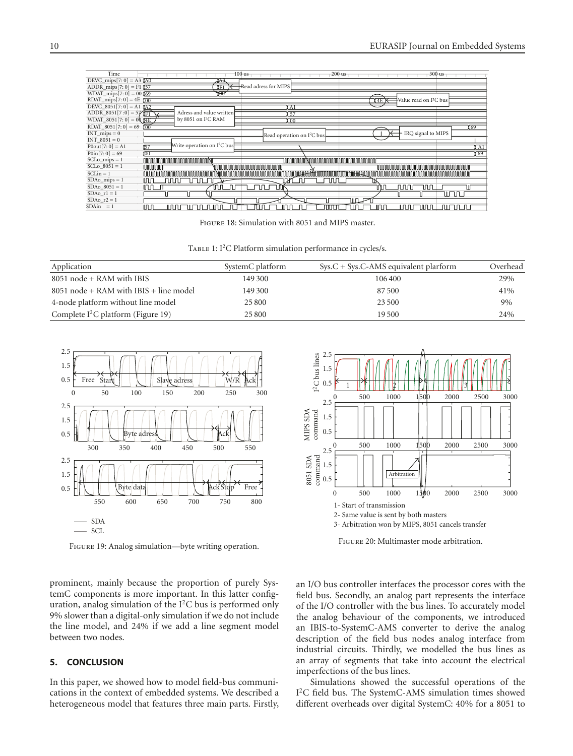Figure 18: Simulation with 8051 and MIPS master.

Table 1: I²C Platform simulation performance in cycles/s.

| Application | SystemC platform | Sys.C + Sys.C-AMS equivalent plarform | Overhead |
|---|---|---|---|
| 8051 node + RAM with IBIS | 149 300 | 106 400 | 29% |
| 8051 node + RAM with IBIS + line model | 149 300 | 87 500 | 41% |
| 4-node platform without line model | 25 800 | 23 500 | 9% |
| Complete I²C platform (Figure 19) | 25 800 | 19 500 | 24% |

Figure 19: Analog simulation—byte writing operation.

Figure 20: Multimaster mode arbitration.

prominent, mainly because the proportion of purely SystemC components is more important. In this latter configuration, analog simulation of the I²C bus is performed only 9% slower than a digital-only simulation if we do not include the line model, and 24% if we add a line segment model between two nodes.

## 5. CONCLUSION

In this paper, we showed how to model field-bus communications in the context of embedded systems. We described a heterogeneous model that features three main parts. Firstly, an I/O bus controller interfaces the processor cores with the field bus. Secondly, an analog part represents the interface of the I/O controller with the bus lines. To accurately model the analog behaviour of the components, we introduced an IBIS-to-SystemC-AMS converter to derive the analog description of the field bus nodes analog interface from industrial circuits. Thirdly, we modelled the bus lines as an array of segments that take into account the electrical imperfections of the bus lines.

Simulations showed the successful operations of the I²C field bus. The SystemC-AMS simulation times showed different overheads over digital SystemC: 40% for a 8051 to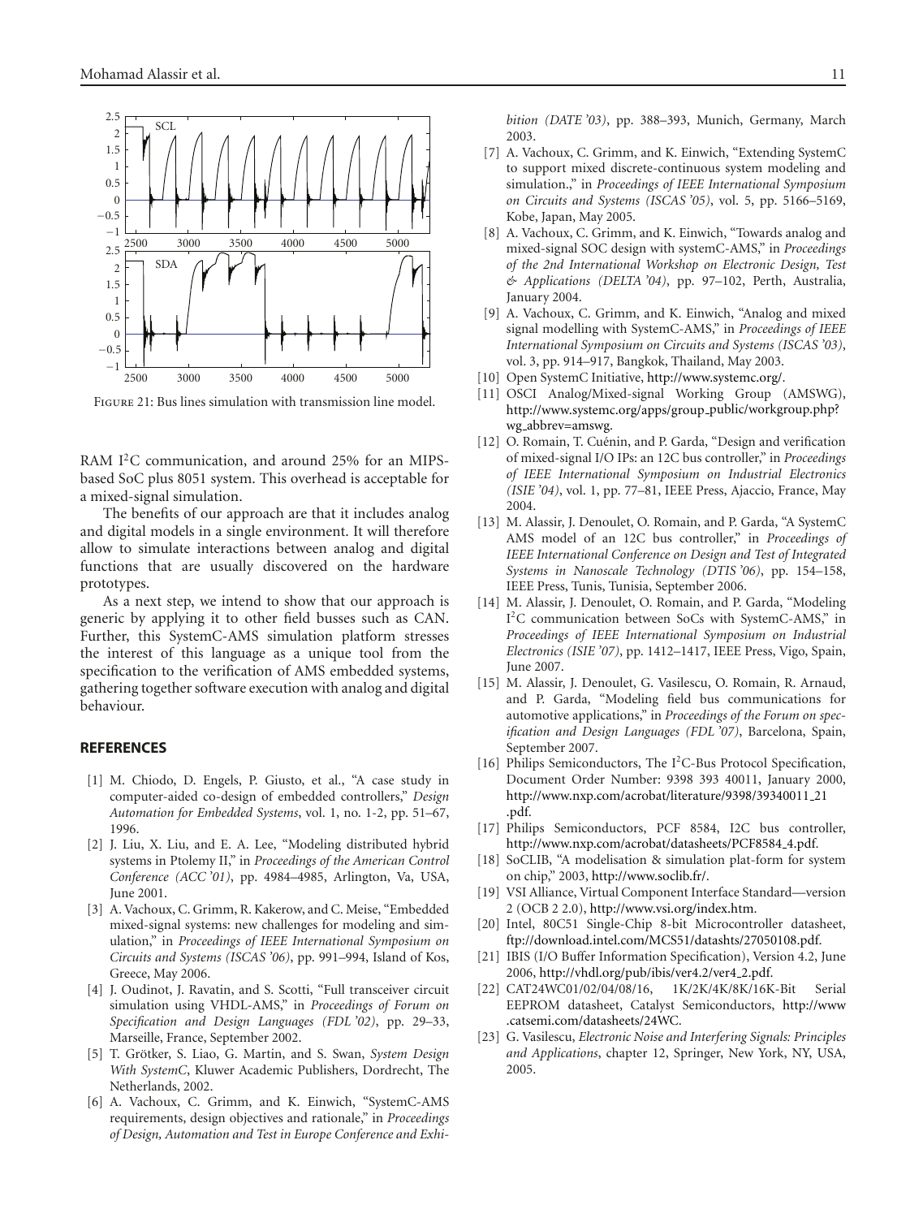SCL

2.5
2
1.5
1
0.5
0
−0.5
−1

2500 3000 3500 4000 4500 5000

SDA

2.5
2
1.5
1
0.5
0
−0.5
−1

2500 3000 3500 4000 4500 5000

Figure 21: Bus lines simulation with transmission line model.

RAM I$^2$C communication, and around 25% for an MIPS-based SoC plus 8051 system. This overhead is acceptable for a mixed-signal simulation.

The benefits of our approach are that it includes analog and digital models in a single environment. It will therefore allow to simulate interactions between analog and digital functions that are usually discovered on the hardware prototypes.

As a next step, we intend to show that our approach is generic by applying it to other field busses such as CAN. Further, this SystemC-AMS simulation platform stresses the interest of this language as a unique tool from the specification to the verification of AMS embedded systems, gathering together software execution with analog and digital behaviour.

## REFERENCES

[1] M. Chiodo, D. Engels, P. Giusto, et al., "A case study in computer-aided co-design of embedded controllers," *Design Automation for Embedded Systems*, vol. 1, no. 1-2, pp. 51–67, 1996.

[2] J. Liu, X. Liu, and E. A. Lee, "Modeling distributed hybrid systems in Ptolemy II," in *Proceedings of the American Control Conference (ACC '01)*, pp. 4984–4985, Arlington, Va, USA, June 2001.

[3] A. Vachoux, C. Grimm, R. Kakerow, and C. Meise, "Embedded mixed-signal systems: new challenges for modeling and simulation," in *Proceedings of IEEE International Symposium on Circuits and Systems (ISCAS '06)*, pp. 991–994, Island of Kos, Greece, May 2006.

[4] J. Oudinot, J. Ravatin, and S. Scotti, "Full transceiver circuit simulation using VHDL-AMS," in *Proceedings of Forum on Specification and Design Languages (FDL '02)*, pp. 29–33, Marseille, France, September 2002.

[5] T. Grötker, S. Liao, G. Martin, and S. Swan, *System Design With SystemC*, Kluwer Academic Publishers, Dordrecht, The Netherlands, 2002.

[6] A. Vachoux, C. Grimm, and K. Einwich, "SystemC-AMS requirements, design objectives and rationale," in *Proceedings of Design, Automation and Test in Europe Conference and Exhibition (DATE '03)*, pp. 388–393, Munich, Germany, March 2003.

[7] A. Vachoux, C. Grimm, and K. Einwich, "Extending SystemC to support mixed discrete-continuous system modeling and simulation.," in *Proceedings of IEEE International Symposium on Circuits and Systems (ISCAS '05)*, vol. 5, pp. 5166–5169, Kobe, Japan, May 2005.

[8] A. Vachoux, C. Grimm, and K. Einwich, "Towards analog and mixed-signal SOC design with systemC-AMS," in *Proceedings of the 2nd International Workshop on Electronic Design, Test & Applications (DELTA '04)*, pp. 97–102, Perth, Australia, January 2004.

[9] A. Vachoux, C. Grimm, and K. Einwich, "Analog and mixed signal modelling with SystemC-AMS," in *Proceedings of IEEE International Symposium on Circuits and Systems (ISCAS '03)*, vol. 3, pp. 914–917, Bangkok, Thailand, May 2003.

[10] Open SystemC Initiative, http://www.systemc.org/.

[11] OSCI Analog/Mixed-signal Working Group (AMSWG), http://www.systemc.org/apps/group_public/workgroup.php?wg_abbrev=amswg.

[12] O. Romain, T. Cuénin, and P. Garda, "Design and verification of mixed-signal I/O IPs: an 12C bus controller," in *Proceedings of IEEE International Symposium on Industrial Electronics (ISIE '04)*, vol. 1, pp. 77–81, IEEE Press, Ajaccio, France, May 2004.

[13] M. Alassir, J. Denoulet, O. Romain, and P. Garda, "A SystemC AMS model of an 12C bus controller," in *Proceedings of IEEE International Conference on Design and Test of Integrated Systems in Nanoscale Technology (DTIS '06)*, pp. 154–158, IEEE Press, Tunis, Tunisia, September 2006.

[14] M. Alassir, J. Denoulet, O. Romain, and P. Garda, "Modeling I$^2$C communication between SoCs with SystemC-AMS," in *Proceedings of IEEE International Symposium on Industrial Electronics (ISIE '07)*, pp. 1412–1417, IEEE Press, Vigo, Spain, June 2007.

[15] M. Alassir, J. Denoulet, G. Vasilescu, O. Romain, R. Arnaud, and P. Garda, "Modeling field bus communications for automotive applications," in *Proceedings of the Forum on specification and Design Languages (FDL '07)*, Barcelona, Spain, September 2007.

[16] Philips Semiconductors, The I$^2$C-Bus Protocol Specification, Document Order Number: 9398 393 40011, January 2000, http://www.nxp.com/acrobat/literature/9398/39340011_21.pdf.

[17] Philips Semiconductors, PCF 8584, I2C bus controller, http://www.nxp.com/acrobat/datasheets/PCF8584_4.pdf.

[18] SoCLIB, "A modelisation & simulation plat-form for system on chip," 2003, http://www.soclib.fr/.

[19] VSI Alliance, Virtual Component Interface Standard—version 2 (OCB 2 2.0), http://www.vsi.org/index.htm.

[20] Intel, 80C51 Single-Chip 8-bit Microcontroller datasheet, ftp://download.intel.com/MCS51/datashts/27050108.pdf.

[21] IBIS (I/O Buffer Information Specification), Version 4.2, June 2006, http://vhdl.org/pub/ibis/ver4.2/ver4_2.pdf.

[22] CAT24WC01/02/04/08/16, 1K/2K/4K/8K/16K-Bit Serial EEPROM datasheet, Catalyst Semiconductors, http://www.catsemi.com/datasheets/24WC.

[23] G. Vasilescu, *Electronic Noise and Interfering Signals: Principles and Applications*, chapter 12, Springer, New York, NY, USA, 2005.